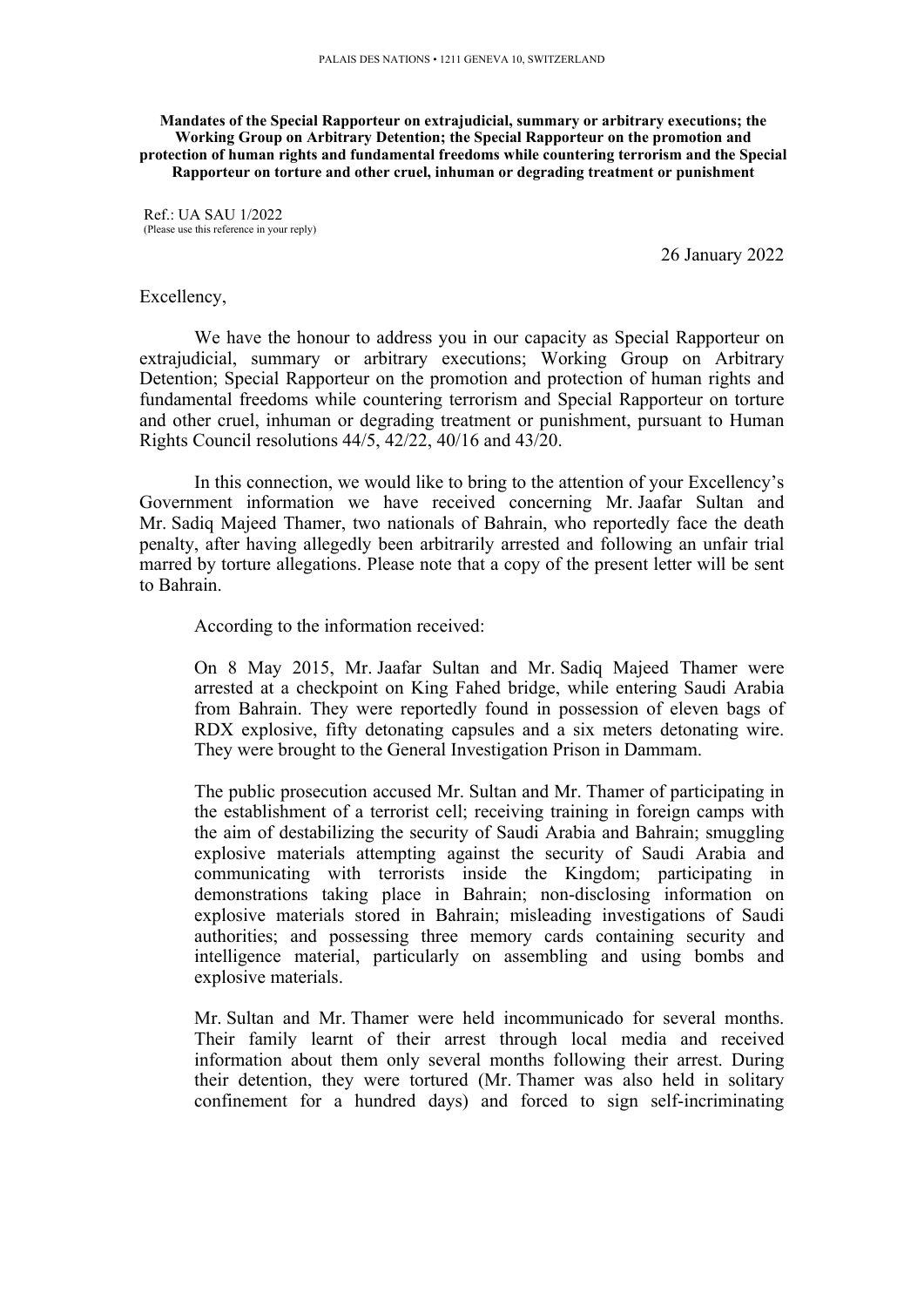PALAIS DES NATIONS • 1211 GENEVA 10, SWITZERLAND

**Mandates of the Special Rapporteur on extrajudicial, summary or arbitrary executions; the Working Group on Arbitrary Detention; the Special Rapporteur on the promotion and protection of human rights and fundamental freedoms while countering terrorism and the Special Rapporteur on torture and other cruel, inhuman or degrading treatment or punishment**

Ref.: UA SAU 1/2022
(Please use this reference in your reply)

26 January 2022

Excellency,

We have the honour to address you in our capacity as Special Rapporteur on extrajudicial, summary or arbitrary executions; Working Group on Arbitrary Detention; Special Rapporteur on the promotion and protection of human rights and fundamental freedoms while countering terrorism and Special Rapporteur on torture and other cruel, inhuman or degrading treatment or punishment, pursuant to Human Rights Council resolutions 44/5, 42/22, 40/16 and 43/20.

In this connection, we would like to bring to the attention of your Excellency's Government information we have received concerning Mr. Jaafar Sultan and Mr. Sadiq Majeed Thamer, two nationals of Bahrain, who reportedly face the death penalty, after having allegedly been arbitrarily arrested and following an unfair trial marred by torture allegations. Please note that a copy of the present letter will be sent to Bahrain.

According to the information received:

> On 8 May 2015, Mr. Jaafar Sultan and Mr. Sadiq Majeed Thamer were arrested at a checkpoint on King Fahed bridge, while entering Saudi Arabia from Bahrain. They were reportedly found in possession of eleven bags of RDX explosive, fifty detonating capsules and a six meters detonating wire. They were brought to the General Investigation Prison in Dammam.
>
> The public prosecution accused Mr. Sultan and Mr. Thamer of participating in the establishment of a terrorist cell; receiving training in foreign camps with the aim of destabilizing the security of Saudi Arabia and Bahrain; smuggling explosive materials attempting against the security of Saudi Arabia and communicating with terrorists inside the Kingdom; participating in demonstrations taking place in Bahrain; non-disclosing information on explosive materials stored in Bahrain; misleading investigations of Saudi authorities; and possessing three memory cards containing security and intelligence material, particularly on assembling and using bombs and explosive materials.
>
> Mr. Sultan and Mr. Thamer were held incommunicado for several months. Their family learnt of their arrest through local media and received information about them only several months following their arrest. During their detention, they were tortured (Mr. Thamer was also held in solitary confinement for a hundred days) and forced to sign self-incriminating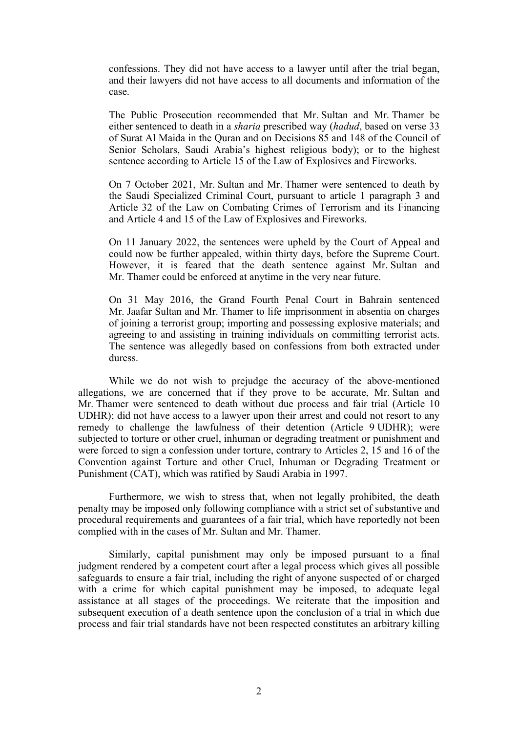confessions. They did not have access to a lawyer until after the trial began, and their lawyers did not have access to all documents and information of the case.

The Public Prosecution recommended that Mr. Sultan and Mr. Thamer be either sentenced to death in a *sharia* prescribed way (*hadud*, based on verse 33 of Surat Al Maida in the Quran and on Decisions 85 and 148 of the Council of Senior Scholars, Saudi Arabia's highest religious body); or to the highest sentence according to Article 15 of the Law of Explosives and Fireworks.

On 7 October 2021, Mr. Sultan and Mr. Thamer were sentenced to death by the Saudi Specialized Criminal Court, pursuant to article 1 paragraph 3 and Article 32 of the Law on Combating Crimes of Terrorism and its Financing and Article 4 and 15 of the Law of Explosives and Fireworks.

On 11 January 2022, the sentences were upheld by the Court of Appeal and could now be further appealed, within thirty days, before the Supreme Court. However, it is feared that the death sentence against Mr. Sultan and Mr. Thamer could be enforced at anytime in the very near future.

On 31 May 2016, the Grand Fourth Penal Court in Bahrain sentenced Mr. Jaafar Sultan and Mr. Thamer to life imprisonment in absentia on charges of joining a terrorist group; importing and possessing explosive materials; and agreeing to and assisting in training individuals on committing terrorist acts. The sentence was allegedly based on confessions from both extracted under duress.

While we do not wish to prejudge the accuracy of the above-mentioned allegations, we are concerned that if they prove to be accurate, Mr. Sultan and Mr. Thamer were sentenced to death without due process and fair trial (Article 10 UDHR); did not have access to a lawyer upon their arrest and could not resort to any remedy to challenge the lawfulness of their detention (Article 9 UDHR); were subjected to torture or other cruel, inhuman or degrading treatment or punishment and were forced to sign a confession under torture, contrary to Articles 2, 15 and 16 of the Convention against Torture and other Cruel, Inhuman or Degrading Treatment or Punishment (CAT), which was ratified by Saudi Arabia in 1997.

Furthermore, we wish to stress that, when not legally prohibited, the death penalty may be imposed only following compliance with a strict set of substantive and procedural requirements and guarantees of a fair trial, which have reportedly not been complied with in the cases of Mr. Sultan and Mr. Thamer.

Similarly, capital punishment may only be imposed pursuant to a final judgment rendered by a competent court after a legal process which gives all possible safeguards to ensure a fair trial, including the right of anyone suspected of or charged with a crime for which capital punishment may be imposed, to adequate legal assistance at all stages of the proceedings. We reiterate that the imposition and subsequent execution of a death sentence upon the conclusion of a trial in which due process and fair trial standards have not been respected constitutes an arbitrary killing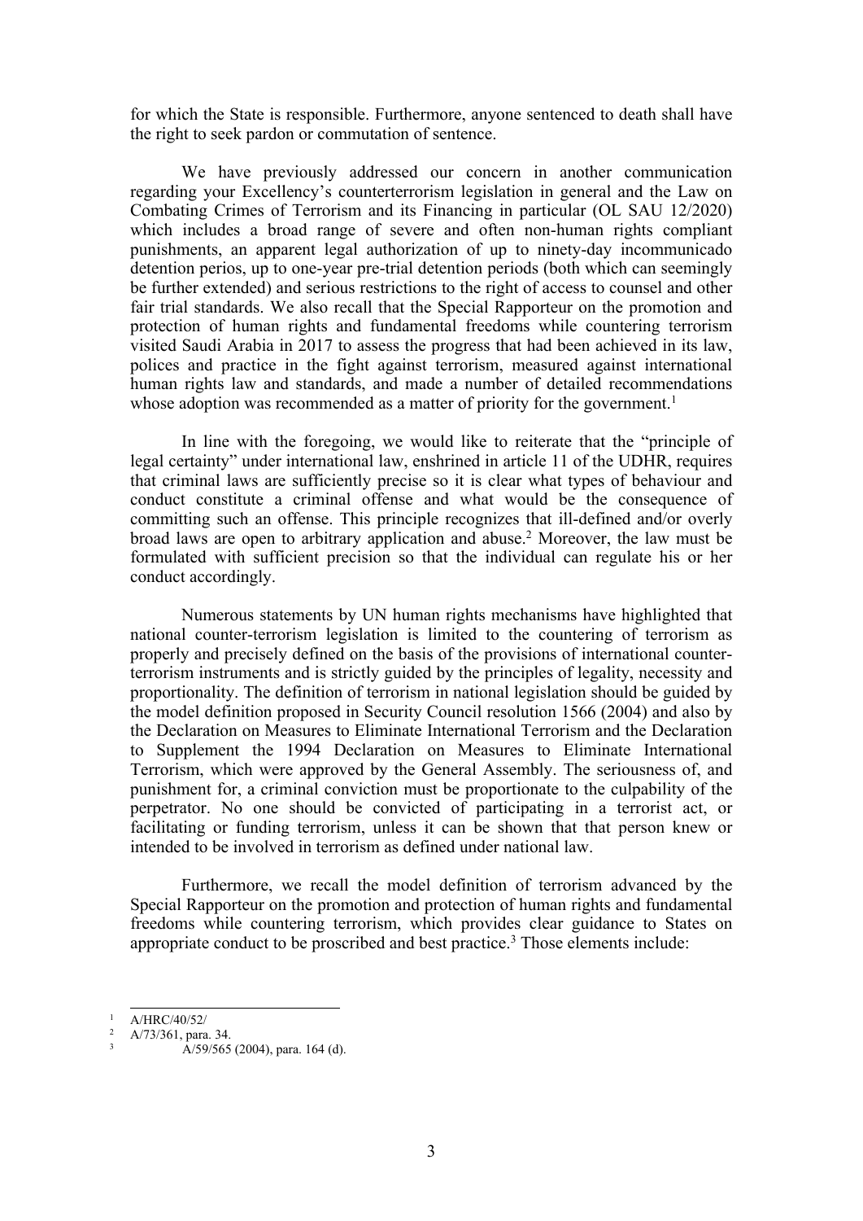for which the State is responsible. Furthermore, anyone sentenced to death shall have the right to seek pardon or commutation of sentence.

We have previously addressed our concern in another communication regarding your Excellency's counterterrorism legislation in general and the Law on Combating Crimes of Terrorism and its Financing in particular (OL SAU 12/2020) which includes a broad range of severe and often non-human rights compliant punishments, an apparent legal authorization of up to ninety-day incommunicado detention perios, up to one-year pre-trial detention periods (both which can seemingly be further extended) and serious restrictions to the right of access to counsel and other fair trial standards. We also recall that the Special Rapporteur on the promotion and protection of human rights and fundamental freedoms while countering terrorism visited Saudi Arabia in 2017 to assess the progress that had been achieved in its law, polices and practice in the fight against terrorism, measured against international human rights law and standards, and made a number of detailed recommendations whose adoption was recommended as a matter of priority for the government.[1]

In line with the foregoing, we would like to reiterate that the "principle of legal certainty" under international law, enshrined in article 11 of the UDHR, requires that criminal laws are sufficiently precise so it is clear what types of behaviour and conduct constitute a criminal offense and what would be the consequence of committing such an offense. This principle recognizes that ill-defined and/or overly broad laws are open to arbitrary application and abuse.[2] Moreover, the law must be formulated with sufficient precision so that the individual can regulate his or her conduct accordingly.

Numerous statements by UN human rights mechanisms have highlighted that national counter-terrorism legislation is limited to the countering of terrorism as properly and precisely defined on the basis of the provisions of international counter-terrorism instruments and is strictly guided by the principles of legality, necessity and proportionality. The definition of terrorism in national legislation should be guided by the model definition proposed in Security Council resolution 1566 (2004) and also by the Declaration on Measures to Eliminate International Terrorism and the Declaration to Supplement the 1994 Declaration on Measures to Eliminate International Terrorism, which were approved by the General Assembly. The seriousness of, and punishment for, a criminal conviction must be proportionate to the culpability of the perpetrator. No one should be convicted of participating in a terrorist act, or facilitating or funding terrorism, unless it can be shown that that person knew or intended to be involved in terrorism as defined under national law.

Furthermore, we recall the model definition of terrorism advanced by the Special Rapporteur on the promotion and protection of human rights and fundamental freedoms while countering terrorism, which provides clear guidance to States on appropriate conduct to be proscribed and best practice.[3] Those elements include:

---

[1] A/HRC/40/52/

[2] A/73/361, para. 34.

[3] A/59/565 (2004), para. 164 (d).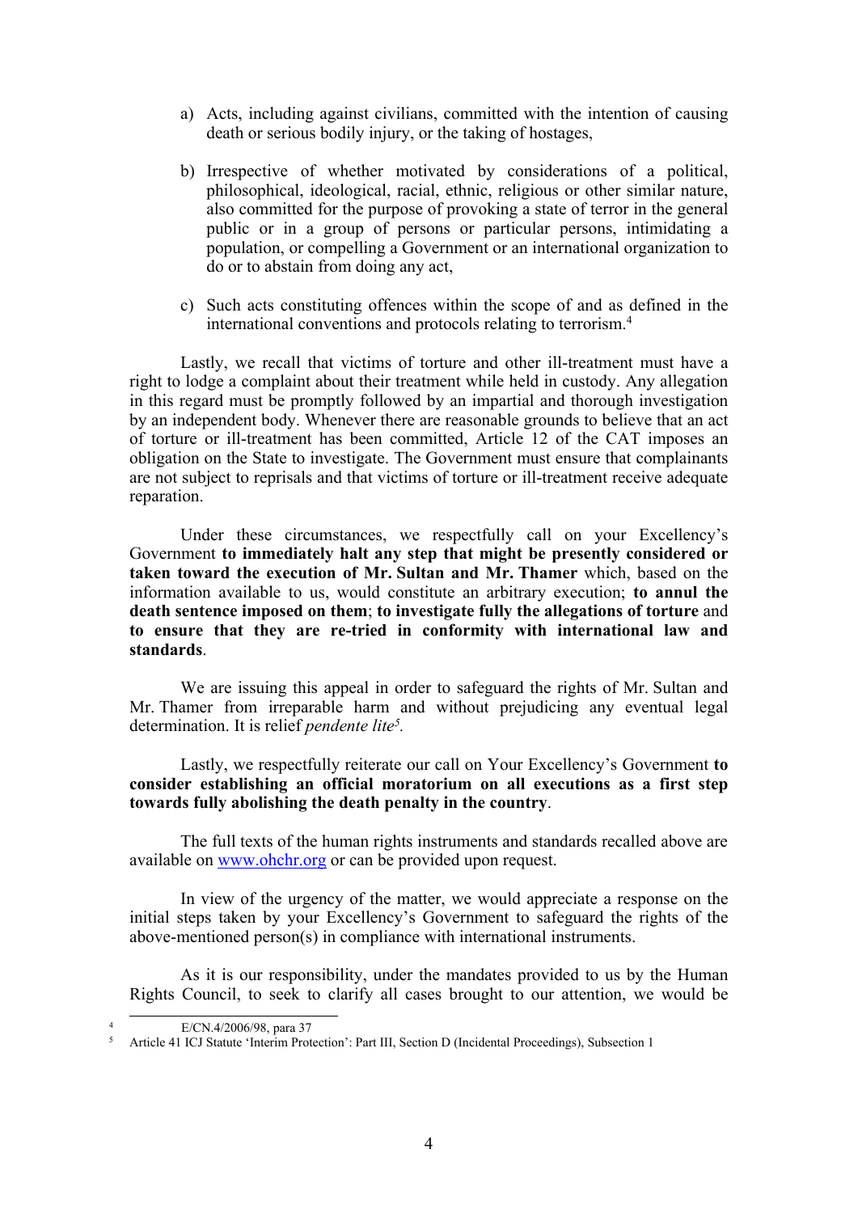a) Acts, including against civilians, committed with the intention of causing death or serious bodily injury, or the taking of hostages,

b) Irrespective of whether motivated by considerations of a political, philosophical, ideological, racial, ethnic, religious or other similar nature, also committed for the purpose of provoking a state of terror in the general public or in a group of persons or particular persons, intimidating a population, or compelling a Government or an international organization to do or to abstain from doing any act,

c) Such acts constituting offences within the scope of and as defined in the international conventions and protocols relating to terrorism.[4]

Lastly, we recall that victims of torture and other ill-treatment must have a right to lodge a complaint about their treatment while held in custody. Any allegation in this regard must be promptly followed by an impartial and thorough investigation by an independent body. Whenever there are reasonable grounds to believe that an act of torture or ill-treatment has been committed, Article 12 of the CAT imposes an obligation on the State to investigate. The Government must ensure that complainants are not subject to reprisals and that victims of torture or ill-treatment receive adequate reparation.

Under these circumstances, we respectfully call on your Excellency's Government **to immediately halt any step that might be presently considered or taken toward the execution of Mr. Sultan and Mr. Thamer** which, based on the information available to us, would constitute an arbitrary execution; **to annul the death sentence imposed on them**; **to investigate fully the allegations of torture** and **to ensure that they are re-tried in conformity with international law and standards**.

We are issuing this appeal in order to safeguard the rights of Mr. Sultan and Mr. Thamer from irreparable harm and without prejudicing any eventual legal determination. It is relief *pendente lite*[5].

Lastly, we respectfully reiterate our call on Your Excellency's Government **to consider establishing an official moratorium on all executions as a first step towards fully abolishing the death penalty in the country**.

The full texts of the human rights instruments and standards recalled above are available on www.ohchr.org or can be provided upon request.

In view of the urgency of the matter, we would appreciate a response on the initial steps taken by your Excellency's Government to safeguard the rights of the above-mentioned person(s) in compliance with international instruments.

As it is our responsibility, under the mandates provided to us by the Human Rights Council, to seek to clarify all cases brought to our attention, we would be

---

[4] E/CN.4/2006/98, para 37

[5] Article 41 ICJ Statute 'Interim Protection': Part III, Section D (Incidental Proceedings), Subsection 1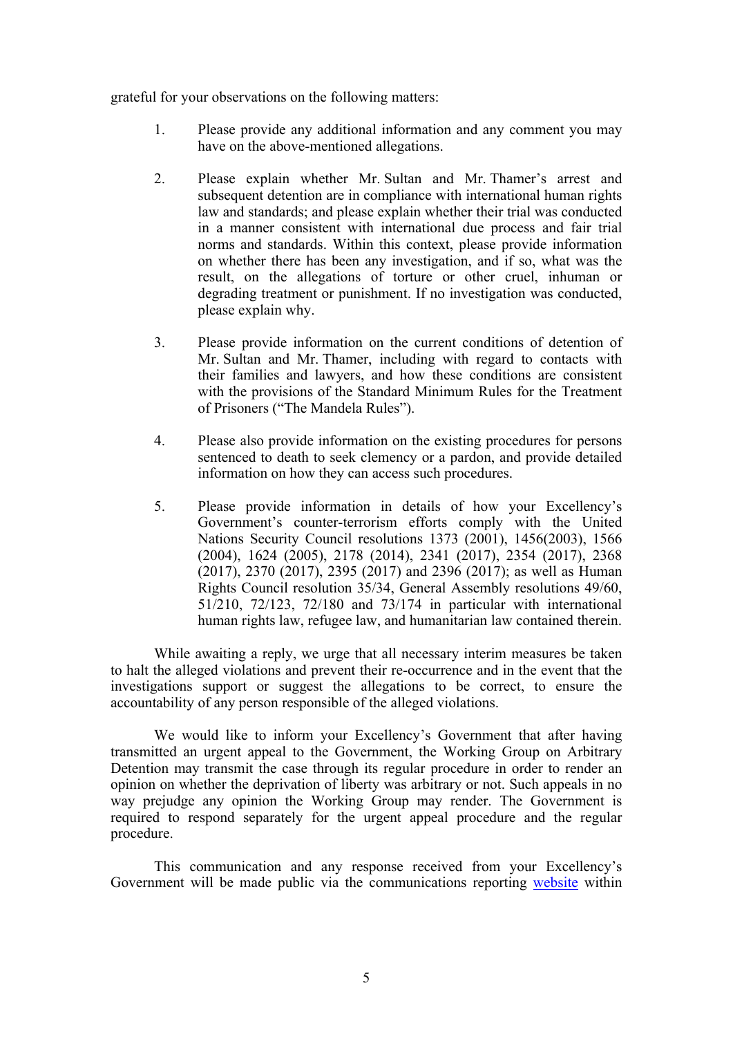grateful for your observations on the following matters:

1. Please provide any additional information and any comment you may have on the above-mentioned allegations.

2. Please explain whether Mr. Sultan and Mr. Thamer's arrest and subsequent detention are in compliance with international human rights law and standards; and please explain whether their trial was conducted in a manner consistent with international due process and fair trial norms and standards. Within this context, please provide information on whether there has been any investigation, and if so, what was the result, on the allegations of torture or other cruel, inhuman or degrading treatment or punishment. If no investigation was conducted, please explain why.

3. Please provide information on the current conditions of detention of Mr. Sultan and Mr. Thamer, including with regard to contacts with their families and lawyers, and how these conditions are consistent with the provisions of the Standard Minimum Rules for the Treatment of Prisoners ("The Mandela Rules").

4. Please also provide information on the existing procedures for persons sentenced to death to seek clemency or a pardon, and provide detailed information on how they can access such procedures.

5. Please provide information in details of how your Excellency's Government's counter-terrorism efforts comply with the United Nations Security Council resolutions 1373 (2001), 1456(2003), 1566 (2004), 1624 (2005), 2178 (2014), 2341 (2017), 2354 (2017), 2368 (2017), 2370 (2017), 2395 (2017) and 2396 (2017); as well as Human Rights Council resolution 35/34, General Assembly resolutions 49/60, 51/210, 72/123, 72/180 and 73/174 in particular with international human rights law, refugee law, and humanitarian law contained therein.

While awaiting a reply, we urge that all necessary interim measures be taken to halt the alleged violations and prevent their re-occurrence and in the event that the investigations support or suggest the allegations to be correct, to ensure the accountability of any person responsible of the alleged violations.

We would like to inform your Excellency's Government that after having transmitted an urgent appeal to the Government, the Working Group on Arbitrary Detention may transmit the case through its regular procedure in order to render an opinion on whether the deprivation of liberty was arbitrary or not. Such appeals in no way prejudge any opinion the Working Group may render. The Government is required to respond separately for the urgent appeal procedure and the regular procedure.

This communication and any response received from your Excellency's Government will be made public via the communications reporting website within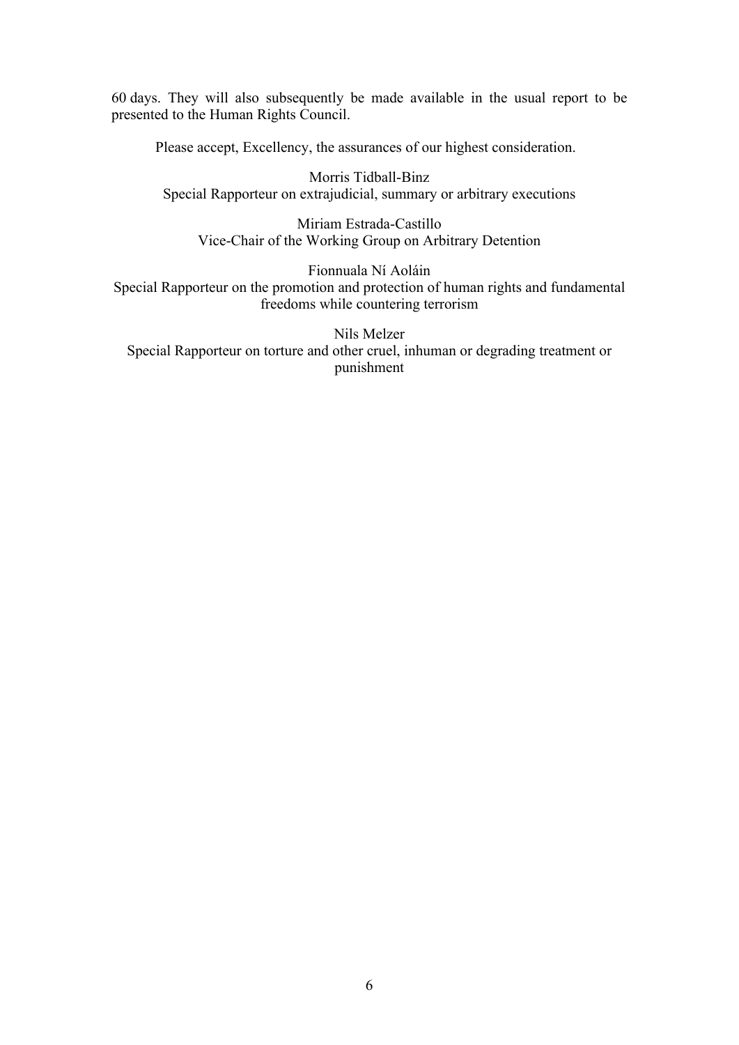60 days. They will also subsequently be made available in the usual report to be presented to the Human Rights Council.

Please accept, Excellency, the assurances of our highest consideration.

Morris Tidball-Binz
Special Rapporteur on extrajudicial, summary or arbitrary executions

Miriam Estrada-Castillo
Vice-Chair of the Working Group on Arbitrary Detention

Fionnuala Ní Aoláin
Special Rapporteur on the promotion and protection of human rights and fundamental freedoms while countering terrorism

Nils Melzer
Special Rapporteur on torture and other cruel, inhuman or degrading treatment or punishment